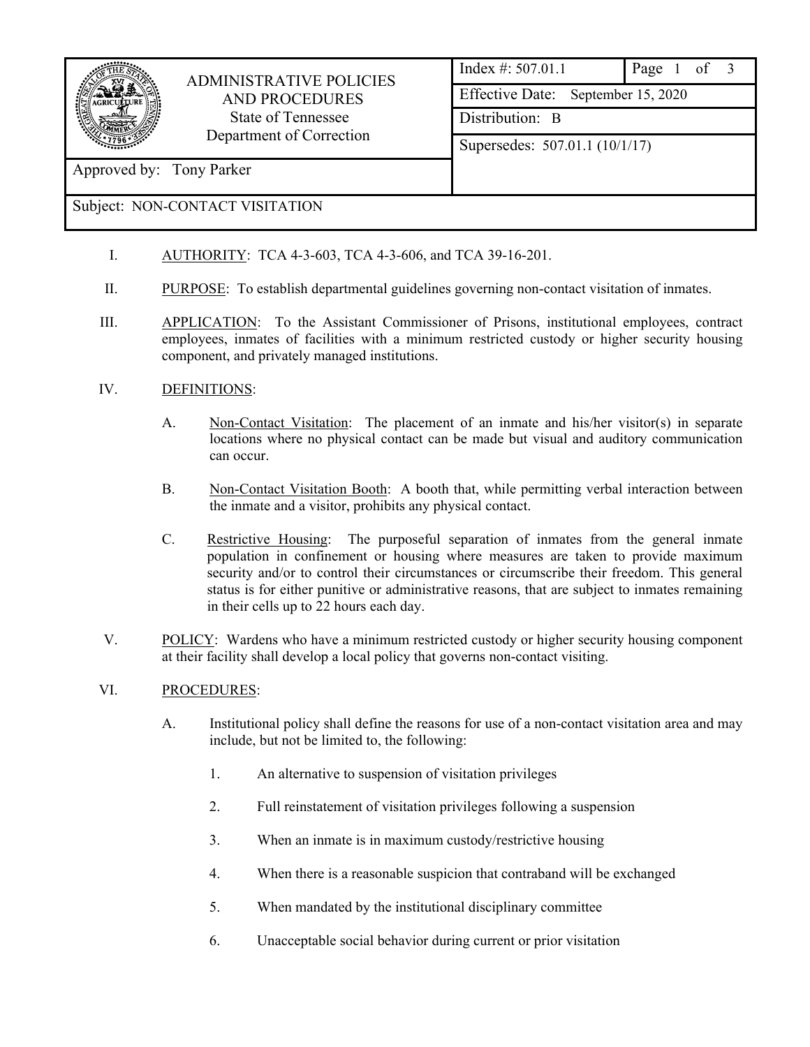| ADMINISTRATIVE POLICIES AND PROCEDURES<br>State of Tennessee<br>Department of Correction | Index #: 507.01.1 | Page 1 of 3 |
|---|---|---|
| | Effective Date: September 15, 2020 | |
| | Distribution: B | |
| | Supersedes: 507.01.1 (10/1/17) | |
| Approved by: Tony Parker | | |
| Subject: NON-CONTACT VISITATION | | |

I. AUTHORITY: TCA 4-3-603, TCA 4-3-606, and TCA 39-16-201.

II. PURPOSE: To establish departmental guidelines governing non-contact visitation of inmates.

III. APPLICATION: To the Assistant Commissioner of Prisons, institutional employees, contract employees, inmates of facilities with a minimum restricted custody or higher security housing component, and privately managed institutions.

IV. DEFINITIONS:

A. Non-Contact Visitation: The placement of an inmate and his/her visitor(s) in separate locations where no physical contact can be made but visual and auditory communication can occur.

B. Non-Contact Visitation Booth: A booth that, while permitting verbal interaction between the inmate and a visitor, prohibits any physical contact.

C. Restrictive Housing: The purposeful separation of inmates from the general inmate population in confinement or housing where measures are taken to provide maximum security and/or to control their circumstances or circumscribe their freedom. This general status is for either punitive or administrative reasons, that are subject to inmates remaining in their cells up to 22 hours each day.

V. POLICY: Wardens who have a minimum restricted custody or higher security housing component at their facility shall develop a local policy that governs non-contact visiting.

VI. PROCEDURES:

A. Institutional policy shall define the reasons for use of a non-contact visitation area and may include, but not be limited to, the following:

1. An alternative to suspension of visitation privileges

2. Full reinstatement of visitation privileges following a suspension

3. When an inmate is in maximum custody/restrictive housing

4. When there is a reasonable suspicion that contraband will be exchanged

5. When mandated by the institutional disciplinary committee

6. Unacceptable social behavior during current or prior visitation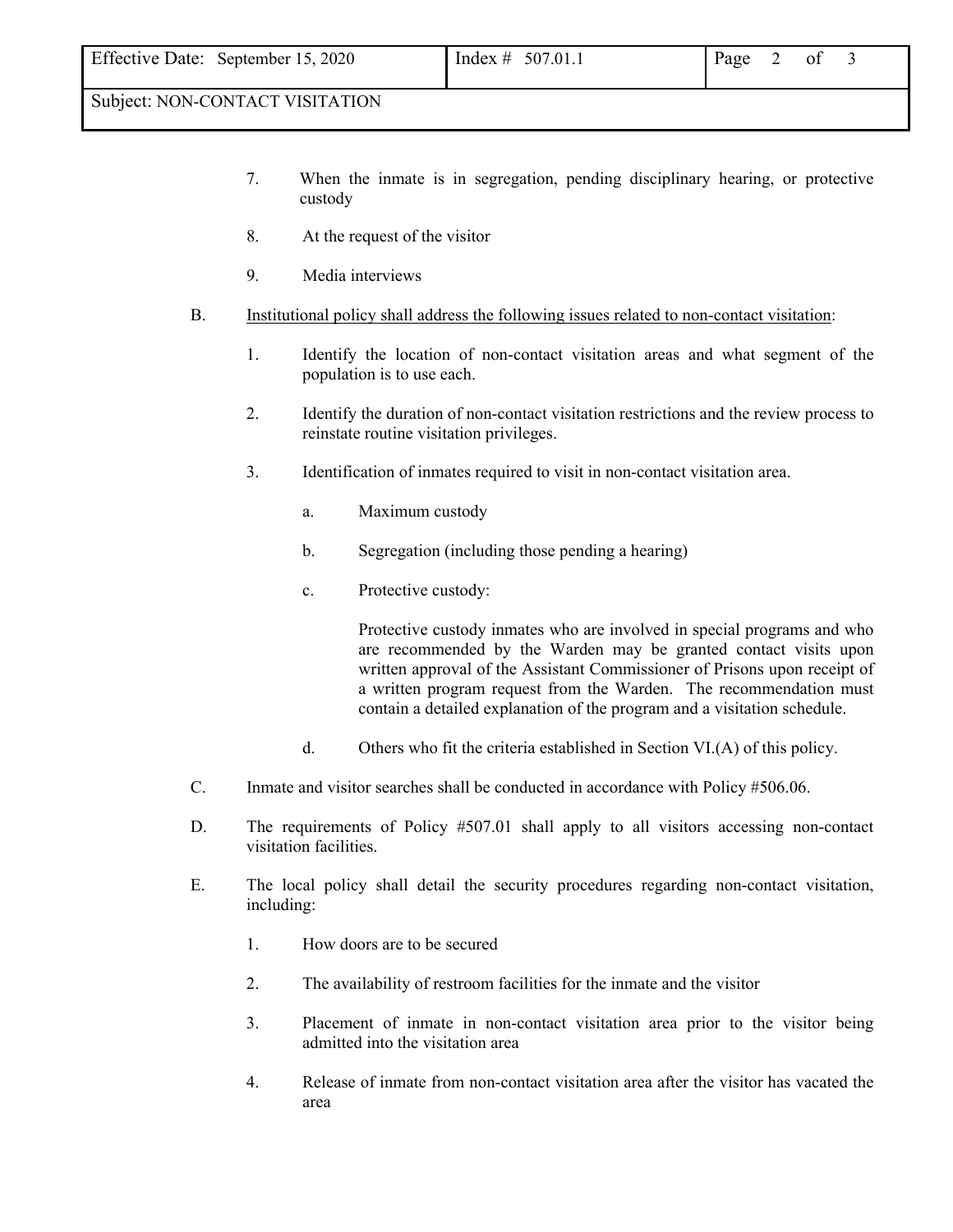7. When the inmate is in segregation, pending disciplinary hearing, or protective custody

8. At the request of the visitor

9. Media interviews

B. <u>Institutional policy shall address the following issues related to non-contact visitation</u>:

1. Identify the location of non-contact visitation areas and what segment of the population is to use each.

2. Identify the duration of non-contact visitation restrictions and the review process to reinstate routine visitation privileges.

3. Identification of inmates required to visit in non-contact visitation area.

   a. Maximum custody

   b. Segregation (including those pending a hearing)

   c. Protective custody:

      Protective custody inmates who are involved in special programs and who are recommended by the Warden may be granted contact visits upon written approval of the Assistant Commissioner of Prisons upon receipt of a written program request from the Warden. The recommendation must contain a detailed explanation of the program and a visitation schedule.

   d. Others who fit the criteria established in Section VI.(A) of this policy.

C. Inmate and visitor searches shall be conducted in accordance with Policy #506.06.

D. The requirements of Policy #507.01 shall apply to all visitors accessing non-contact visitation facilities.

E. The local policy shall detail the security procedures regarding non-contact visitation, including:

1. How doors are to be secured

2. The availability of restroom facilities for the inmate and the visitor

3. Placement of inmate in non-contact visitation area prior to the visitor being admitted into the visitation area

4. Release of inmate from non-contact visitation area after the visitor has vacated the area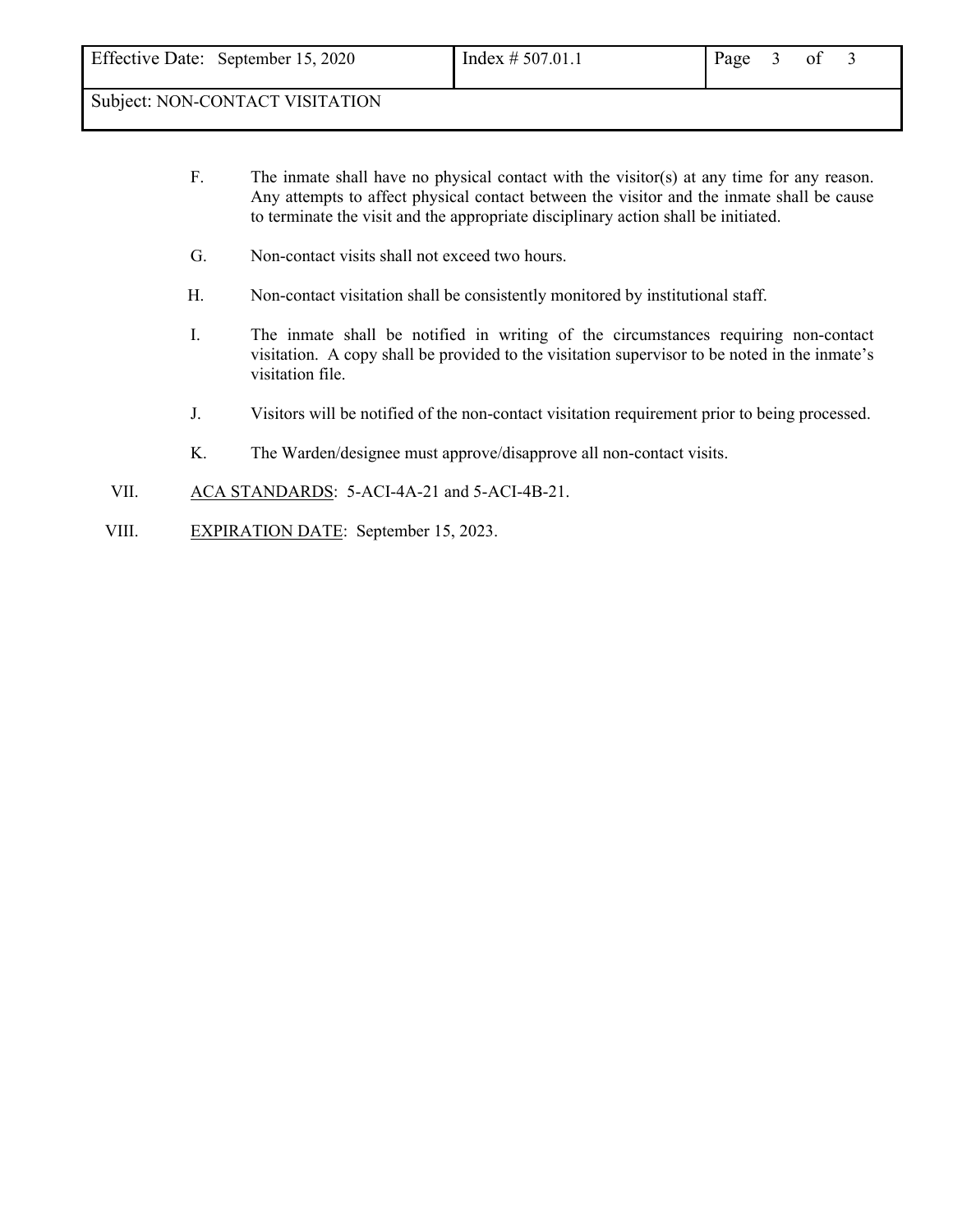F. The inmate shall have no physical contact with the visitor(s) at any time for any reason. Any attempts to affect physical contact between the visitor and the inmate shall be cause to terminate the visit and the appropriate disciplinary action shall be initiated.

G. Non-contact visits shall not exceed two hours.

H. Non-contact visitation shall be consistently monitored by institutional staff.

I. The inmate shall be notified in writing of the circumstances requiring non-contact visitation. A copy shall be provided to the visitation supervisor to be noted in the inmate's visitation file.

J. Visitors will be notified of the non-contact visitation requirement prior to being processed.

K. The Warden/designee must approve/disapprove all non-contact visits.

VII. ACA STANDARDS: 5-ACI-4A-21 and 5-ACI-4B-21.

VIII. EXPIRATION DATE: September 15, 2023.